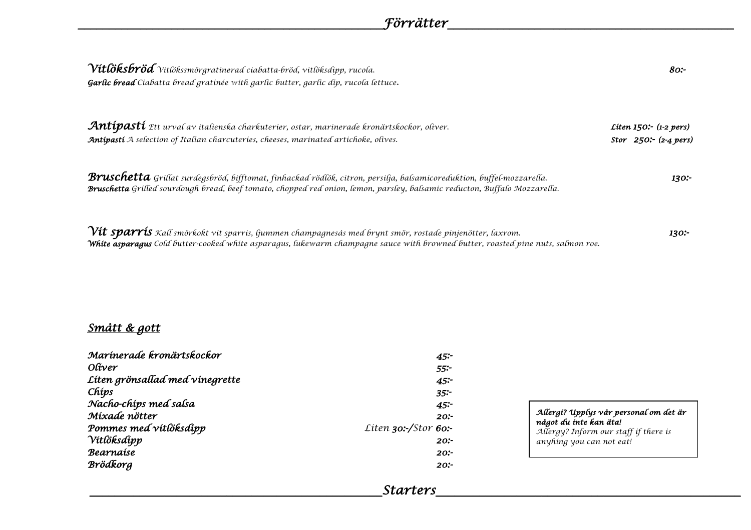# Förrätter

***Vitlöksbröd*** *Vitlökssmörgratinerad ciabatta-bröd, vitlöksdipp, rucola.* **80:-**
***Garlic bread*** *Ciabatta bread gratinée with garlic butter, garlic dip, rucola lettuce.*

***Antipasti*** *Ett urval av italienska charkuterier, ostar, marinerade kronärtskockor, oliver.* **Liten 150:- (1-2 pers)**
***Antipasti*** *A selection of Italian charcuteries, cheeses, marinated artichoke, olives.* **Stor 250:- (2-4 pers)**

***Bruschetta*** *Grillat surdegsbröd, bifftomat, finhackad rödlök, citron, persilja, balsamicoreduktion, buffel-mozzarella.* **130:-**
***Bruschetta*** *Grilled sourdough bread, beef tomato, chopped red onion, lemon, parsley, balsamic reducton, Buffalo Mozzarella.*

***Vit sparris*** *Kall smörkokt vit sparris, ljummen champagnesås med brynt smör, rostade pinjenötter, laxrom.* **130:-**
***White asparagus*** *Cold butter-cooked white asparagus, lukewarm champagne sauce with browned butter, roasted pine nuts, salmon roe.*

## Smått & gott

| | |
|---|---|
| **Marinerade kronärtskockor** | **45:-** |
| **Oliver** | **55:-** |
| **Liten grönsallad med vinegrette** | **45:-** |
| **Chips** | **35:-** |
| **Nacho-chips med salsa** | **45:-** |
| **Mixade nötter** | **20:-** |
| **Pommes med vitlöksdipp** | *Liten* **30:-**/*Stor* **60:-** |
| **Vitlöksdipp** | **20:-** |
| **Bearnaise** | **20:-** |
| **Brödkorg** | **20:-** |

***Allergi? Upplys vår personal om det är något du inte kan äta!***
*Allergy? Inform our staff if there is anyhing you can not eat!*

# Starters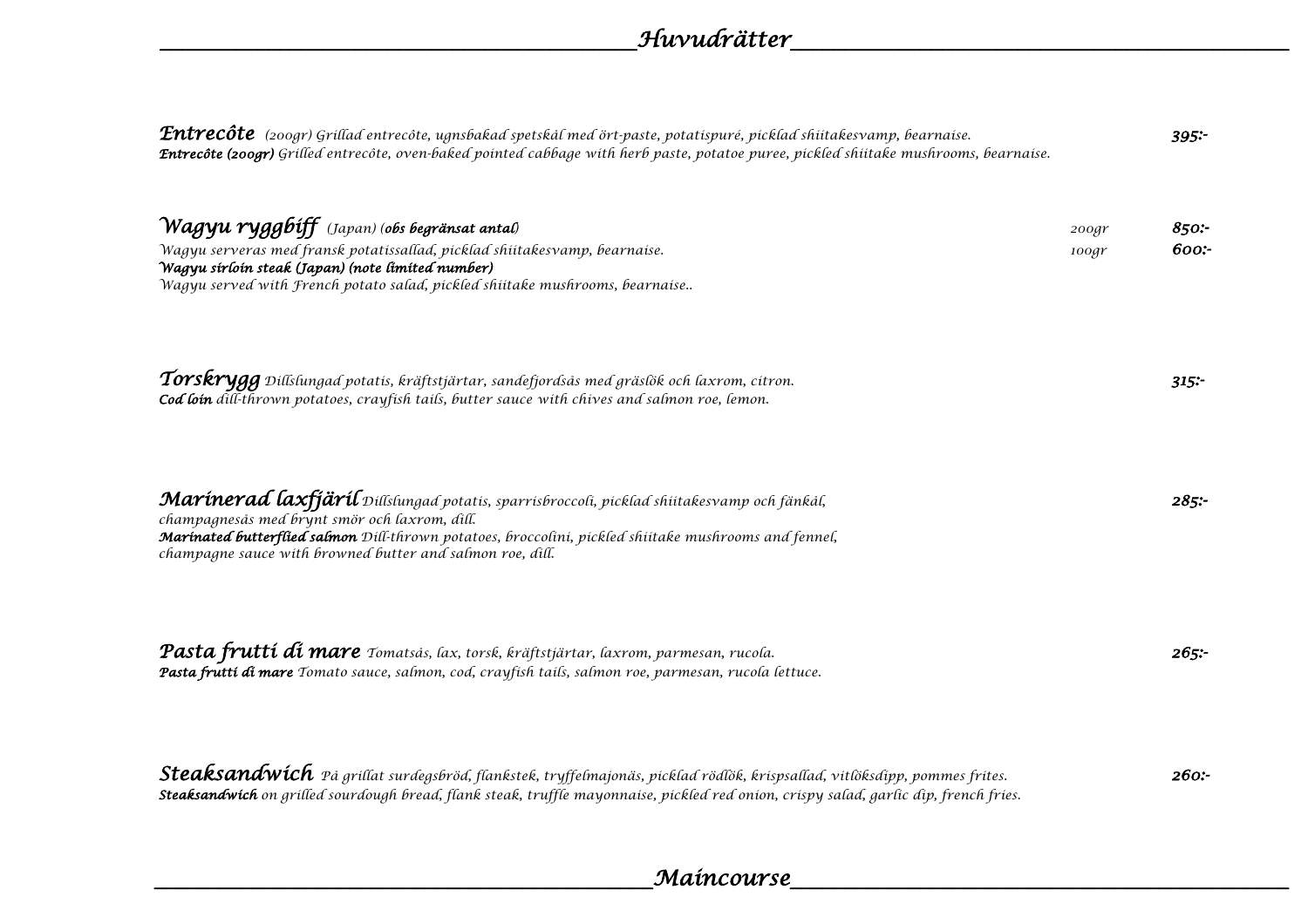## Huvudrätter

***Entrecôte*** *(200gr) Grillad entrecôte, ugnsbakad spetskål med ört-paste, potatispuré, picklad shiitakesvamp, bearnaise.* ***395:-***
***Entrecôte (200gr)*** *Grilled entrecôte, oven-baked pointed cabbage with herb paste, potatoe puree, pickled shiitake mushrooms, bearnaise.*

***Wagyu ryggbiff*** *(Japan) (**obs begränsat antal**)* *200gr* ***850:-***
*Wagyu serveras med fransk potatissallad, picklad shiitakesvamp, bearnaise.* *100gr* ***600:-***
***Wagyu sirloin steak (Japan) (note limited number)***
*Wagyu served with French potato salad, pickled shiitake mushrooms, bearnaise..*

***Torskrygg*** *Dillslungad potatis, kräftstjärtar, sandefjordsås med gräslök och laxrom, citron.* ***315:-***
***Cod loin*** *dill-thrown potatoes, crayfish tails, butter sauce with chives and salmon roe, lemon.*

***Marinerad laxfjäril*** *Dillslungad potatis, sparrisbroccoli, picklad shiitakesvamp och fänkål, champagnesås med brynt smör och laxrom, dill.* ***285:-***
***Marinated butterflied salmon*** *Dill-thrown potatoes, broccolini, pickled shiitake mushrooms and fennel, champagne sauce with browned butter and salmon roe, dill.*

***Pasta frutti di mare*** *Tomatsås, lax, torsk, kräftstjärtar, laxrom, parmesan, rucola.* ***265:-***
***Pasta frutti di mare*** *Tomato sauce, salmon, cod, crayfish tails, salmon roe, parmesan, rucola lettuce.*

***Steaksandwich*** *På grillat surdegsbröd, flankstek, tryffelmajonäs, picklad rödlök, krispsallad, vitlöksdipp, pommes frites.* ***260:-***
***Steaksandwich*** *on grilled sourdough bread, flank steak, truffle mayonnaise, pickled red onion, crispy salad, garlic dip, french fries.*

## Maincourse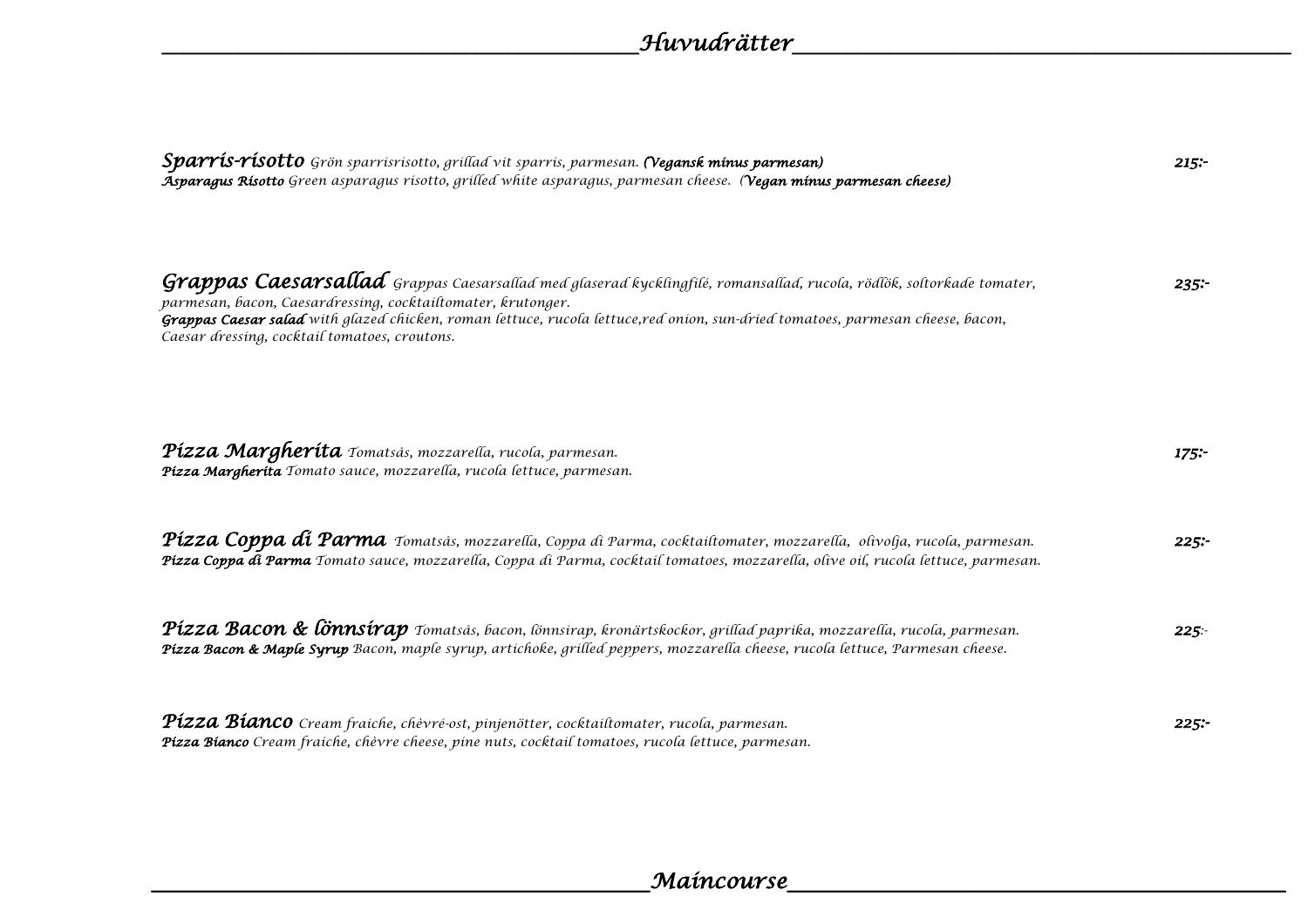## Huvudrätter

**Sparris-risotto** *Grön sparrisrisotto, grillad vit sparris, parmesan.* ***(Vegansk minus parmesan)*** — 215:-
***Asparagus Risotto*** *Green asparagus risotto, grilled white asparagus, parmesan cheese.* ***(Vegan minus parmesan cheese)***

**Grappas Caesarsallad** *Grappas Caesarsallad med glaserad kycklingfilé, romansallad, rucola, rödlök, soltorkade tomater, parmesan, bacon, Caesardressing, cocktailtomater, krutonger.* — 235:-
***Grappas Caesar salad*** *with glazed chicken, roman lettuce, rucola lettuce,red onion, sun-dried tomatoes, parmesan cheese, bacon, Caesar dressing, cocktail tomatoes, croutons.*

**Pizza Margherita** *Tomatsås, mozzarella, rucola, parmesan.* — 175:-
***Pizza Margherita*** *Tomato sauce, mozzarella, rucola lettuce, parmesan.*

**Pizza Coppa di Parma** *Tomatsås, mozzarella, Coppa di Parma, cocktailtomater, mozzarella, olivolja, rucola, parmesan.* — 225:-
***Pizza Coppa di Parma*** *Tomato sauce, mozzarella, Coppa di Parma, cocktail tomatoes, mozzarella, olive oil, rucola lettuce, parmesan.*

**Pizza Bacon & lönnsirap** *Tomatsås, bacon, lönnsirap, kronärtskockor, grillad paprika, mozzarella, rucola, parmesan.* — 225:-
***Pizza Bacon & Maple Syrup*** *Bacon, maple syrup, artichoke, grilled peppers, mozzarella cheese, rucola lettuce, Parmesan cheese.*

**Pizza Bianco** *Cream fraiche, chèvré-ost, pinjenötter, cocktailtomater, rucola, parmesan.* — 225:-
***Pizza Bianco*** *Cream fraiche, chèvre cheese, pine nuts, cocktail tomatoes, rucola lettuce, parmesan.*

## Maincourse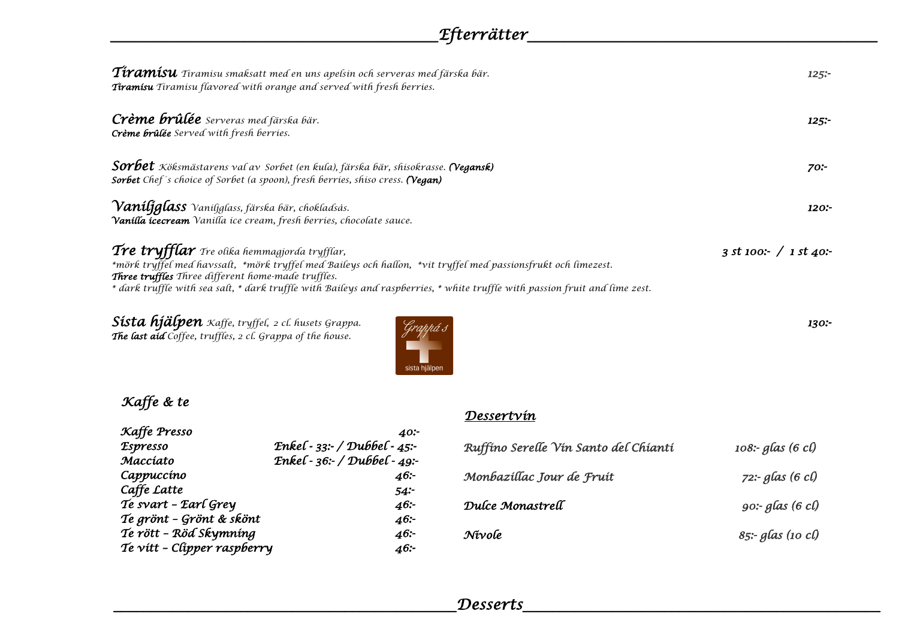## Efterrätter

**Tiramisu** *Tiramisu smaksatt med en uns apelsin och serveras med färska bär.*
**Tiramisu** *Tiramisu flavored with orange and served with fresh berries.* — 125:-

**Crème brûlée** *Serveras med färska bär.*
**Crème brûlée** *Served with fresh berries.* — 125:-

**Sorbet** *Köksmästarens val av Sorbet (en kula), färska bär, shisokrasse.* ***(Vegansk)***
**Sorbet** *Chef´s choice of Sorbet (a spoon), fresh berries, shiso cress.* ***(Vegan)*** — 70:-

**Vaniljglass** *Vaniljglass, färska bär, chokladsås.*
**Vanilla icecream** *Vanilla ice cream, fresh berries, chocolate sauce.* — 120:-

**Tre tryfflar** *Tre olika hemmagjorda tryfflar,*
*\*mörk tryffel med havssalt, \*mörk tryffel med Baileys och hallon, \*vit tryffel med passionsfrukt och limezest.*
**Three truffles** *Three different home-made truffles.*
*\* dark truffle with sea salt, \* dark truffle with Baileys and raspberries, \* white truffle with passion fruit and lime zest.* — 3 st 100:- / 1 st 40:-

**Sista hjälpen** *Kaffe, tryffel, 2 cl. husets Grappa.*
**The last aid** *Coffee, truffles, 2 cl. Grappa of the house.* — 130:-

Grappa's
sista hjälpen

### Kaffe & te

| | |
|---|---|
| Kaffe Presso | 40:- |
| Espresso | Enkel - 33:- / Dubbel - 45:- |
| Macciato | Enkel - 36:- / Dubbel - 49:- |
| Cappuccino | 46:- |
| Caffe Latte | 54:- |
| Te svart – Earl Grey | 46:- |
| Te grönt – Grönt & skönt | 46:- |
| Te rött – Röd Skymning | 46:- |
| Te vitt – Clipper raspberry | 46:- |

### Dessertvin

| | |
|---|---|
| Ruffino Serelle Vin Santo del Chianti | 108:- glas (6 cl) |
| Monbazillac Jour de Fruit | 72:- glas (6 cl) |
| Dulce Monastrell | 90:- glas (6 cl) |
| Nivole | 85:- glas (10 cl) |

## Desserts